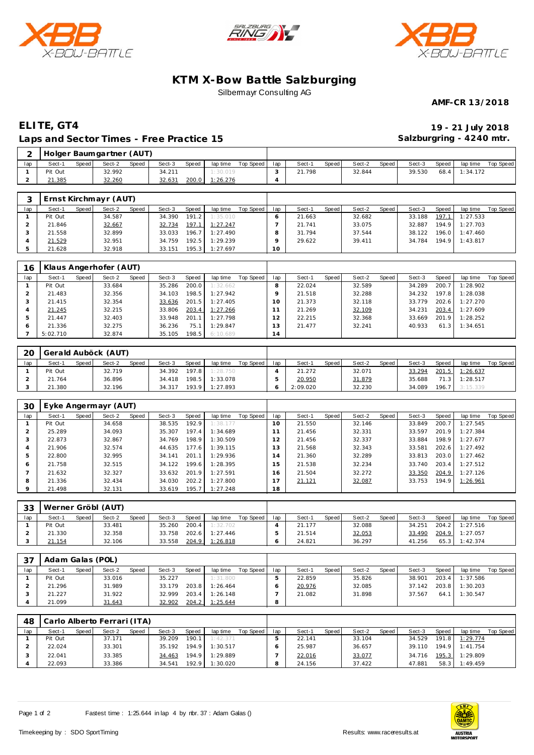# KTM X-Bow Battle Salzburging

Silbermayr Consulting AG

**AMF-CR 13/2018**

## ELITE, GT4

**19 - 21 July 2018**

## Laps and Sector Times - Free Practice 15

**Salzburgring - 4240 mtr.**

### 2 Holger Baumgartner (AUT)

| lap | Sect-1 | Speed | Sect-2 | Speed | Sect-3 | Speed | lap time | Top Speed | lap | Sect-1 | Speed | Sect-2 | Speed | Sect-3 | Speed | lap time | Top Speed |
|---|---|---|---|---|---|---|---|---|---|---|---|---|---|---|---|---|---|
| 1 | Pit Out | | 32.992 | | 34.211 | | 1:30.019 | | 3 | 21.798 | | 32.844 | | 39.530 | 68.4 | 1:34.172 | |
| 2 | 21.385 | | 32.260 | | 32.631 | 200.0 | 1:26.276 | | 4 | | | | | | | | |

### 3 Ernst Kirchmayr (AUT)

| lap | Sect-1 | Speed | Sect-2 | Speed | Sect-3 | Speed | lap time | Top Speed | lap | Sect-1 | Speed | Sect-2 | Speed | Sect-3 | Speed | lap time | Top Speed |
|---|---|---|---|---|---|---|---|---|---|---|---|---|---|---|---|---|---|
| 1 | Pit Out | | 34.587 | | 34.390 | 191.2 | 1:35.010 | | 6 | 21.663 | | 32.682 | | 33.188 | 197.1 | 1:27.533 | |
| 2 | 21.846 | | 32.667 | | 32.734 | 197.1 | 1:27.247 | | 7 | 21.741 | | 33.075 | | 32.887 | 194.9 | 1:27.703 | |
| 3 | 21.558 | | 32.899 | | 33.033 | 196.7 | 1:27.490 | | 8 | 31.794 | | 37.544 | | 38.122 | 196.0 | 1:47.460 | |
| 4 | 21.529 | | 32.951 | | 34.759 | 192.5 | 1:29.239 | | 9 | 29.622 | | 39.411 | | 34.784 | 194.9 | 1:43.817 | |
| 5 | 21.628 | | 32.918 | | 33.151 | 195.3 | 1:27.697 | | 10 | | | | | | | | |

### 16 Klaus Angerhofer (AUT)

| lap | Sect-1 | Speed | Sect-2 | Speed | Sect-3 | Speed | lap time | Top Speed | lap | Sect-1 | Speed | Sect-2 | Speed | Sect-3 | Speed | lap time | Top Speed |
|---|---|---|---|---|---|---|---|---|---|---|---|---|---|---|---|---|---|
| 1 | Pit Out | | 33.684 | | 35.286 | 200.0 | 1:32.662 | | 8 | 22.024 | | 32.589 | | 34.289 | 200.7 | 1:28.902 | |
| 2 | 21.483 | | 32.356 | | 34.103 | 198.5 | 1:27.942 | | 9 | 21.518 | | 32.288 | | 34.232 | 197.8 | 1:28.038 | |
| 3 | 21.415 | | 32.354 | | 33.636 | 201.5 | 1:27.405 | | 10 | 21.373 | | 32.118 | | 33.779 | 202.6 | 1:27.270 | |
| 4 | 21.245 | | 32.215 | | 33.806 | 203.4 | 1:27.266 | | 11 | 21.269 | | 32.109 | | 34.231 | 203.4 | 1:27.609 | |
| 5 | 21.447 | | 32.403 | | 33.948 | 201.1 | 1:27.798 | | 12 | 22.215 | | 32.368 | | 33.669 | 201.9 | 1:28.252 | |
| 6 | 21.336 | | 32.275 | | 36.236 | 75.1 | 1:29.847 | | 13 | 21.477 | | 32.241 | | 40.933 | 61.3 | 1:34.651 | |
| 7 | 5:02.710 | | 32.874 | | 35.105 | 198.5 | 6:10.689 | | 14 | | | | | | | | |

### 20 Gerald Auböck (AUT)

| lap | Sect-1 | Speed | Sect-2 | Speed | Sect-3 | Speed | lap time | Top Speed | lap | Sect-1 | Speed | Sect-2 | Speed | Sect-3 | Speed | lap time | Top Speed |
|---|---|---|---|---|---|---|---|---|---|---|---|---|---|---|---|---|---|
| 1 | Pit Out | | 32.719 | | 34.392 | 197.8 | 1:28.750 | | 4 | 21.272 | | 32.071 | | 33.294 | 201.5 | 1:26.637 | |
| 2 | 21.764 | | 36.896 | | 34.418 | 198.5 | 1:33.078 | | 5 | 20.950 | | 31.879 | | 35.688 | 71.3 | 1:28.517 | |
| 3 | 21.380 | | 32.196 | | 34.317 | 193.9 | 1:27.893 | | 6 | 2:09.020 | | 32.230 | | 34.089 | 196.7 | 3:15.339 | |

### 30 Eyke Angermayr (AUT)

| lap | Sect-1 | Speed | Sect-2 | Speed | Sect-3 | Speed | lap time | Top Speed | lap | Sect-1 | Speed | Sect-2 | Speed | Sect-3 | Speed | lap time | Top Speed |
|---|---|---|---|---|---|---|---|---|---|---|---|---|---|---|---|---|---|
| 1 | Pit Out | | 34.658 | | 38.535 | 192.9 | 1:38.177 | | 10 | 21.550 | | 32.146 | | 33.849 | 200.7 | 1:27.545 | |
| 2 | 25.289 | | 34.093 | | 35.307 | 197.4 | 1:34.689 | | 11 | 21.456 | | 32.331 | | 33.597 | 201.9 | 1:27.384 | |
| 3 | 22.873 | | 32.867 | | 34.769 | 198.9 | 1:30.509 | | 12 | 21.456 | | 32.337 | | 33.884 | 198.9 | 1:27.677 | |
| 4 | 21.906 | | 32.574 | | 44.635 | 177.6 | 1:39.115 | | 13 | 21.568 | | 32.343 | | 33.581 | 202.6 | 1:27.492 | |
| 5 | 22.800 | | 32.995 | | 34.141 | 201.1 | 1:29.936 | | 14 | 21.360 | | 32.289 | | 33.813 | 203.0 | 1:27.462 | |
| 6 | 21.758 | | 32.515 | | 34.122 | 199.6 | 1:28.395 | | 15 | 21.538 | | 32.234 | | 33.740 | 203.4 | 1:27.512 | |
| 7 | 21.632 | | 32.327 | | 33.632 | 201.9 | 1:27.591 | | 16 | 21.504 | | 32.272 | | 33.350 | 204.9 | 1:27.126 | |
| 8 | 21.336 | | 32.434 | | 34.030 | 202.2 | 1:27.800 | | 17 | 21.121 | | 32.087 | | 33.753 | 194.9 | 1:26.961 | |
| 9 | 21.498 | | 32.131 | | 33.619 | 195.7 | 1:27.248 | | 18 | | | | | | | | |

### 33 Werner Gröbl (AUT)

| lap | Sect-1 | Speed | Sect-2 | Speed | Sect-3 | Speed | lap time | Top Speed | lap | Sect-1 | Speed | Sect-2 | Speed | Sect-3 | Speed | lap time | Top Speed |
|---|---|---|---|---|---|---|---|---|---|---|---|---|---|---|---|---|---|
| 1 | Pit Out | | 33.481 | | 35.260 | 200.4 | 1:32.702 | | 4 | 21.177 | | 32.088 | | 34.251 | 204.2 | 1:27.516 | |
| 2 | 21.330 | | 32.358 | | 33.758 | 202.6 | 1:27.446 | | 5 | 21.514 | | 32.053 | | 33.490 | 204.9 | 1:27.057 | |
| 3 | 21.154 | | 32.106 | | 33.558 | 204.9 | 1:26.818 | | 6 | 24.821 | | 36.297 | | 41.256 | 65.3 | 1:42.374 | |

### 37 Adam Galas (POL)

| lap | Sect-1 | Speed | Sect-2 | Speed | Sect-3 | Speed | lap time | Top Speed | lap | Sect-1 | Speed | Sect-2 | Speed | Sect-3 | Speed | lap time | Top Speed |
|---|---|---|---|---|---|---|---|---|---|---|---|---|---|---|---|---|---|
| 1 | Pit Out | | 33.016 | | 35.227 | | 1:31.800 | | 5 | 22.859 | | 35.826 | | 38.901 | 203.4 | 1:37.586 | |
| 2 | 21.296 | | 31.989 | | 33.179 | 203.8 | 1:26.464 | | 6 | 20.976 | | 32.085 | | 37.142 | 203.8 | 1:30.203 | |
| 3 | 21.227 | | 31.922 | | 32.999 | 203.4 | 1:26.148 | | 7 | 21.082 | | 31.898 | | 37.567 | 64.1 | 1:30.547 | |
| 4 | 21.099 | | 31.643 | | 32.902 | 204.2 | 1:25.644 | | 8 | | | | | | | | |

### 48 Carlo Alberto Ferrari (ITA)

| lap | Sect-1 | Speed | Sect-2 | Speed | Sect-3 | Speed | lap time | Top Speed | lap | Sect-1 | Speed | Sect-2 | Speed | Sect-3 | Speed | lap time | Top Speed |
|---|---|---|---|---|---|---|---|---|---|---|---|---|---|---|---|---|---|
| 1 | Pit Out | | 37.171 | | 39.209 | 190.1 | 1:42.371 | | 5 | 22.141 | | 33.104 | | 34.529 | 191.8 | 1:29.774 | |
| 2 | 22.024 | | 33.301 | | 35.192 | 194.9 | 1:30.517 | | 6 | 25.987 | | 36.657 | | 39.110 | 194.9 | 1:41.754 | |
| 3 | 22.041 | | 33.385 | | 34.463 | 194.9 | 1:29.889 | | 7 | 22.016 | | 33.077 | | 34.716 | 195.3 | 1:29.809 | |
| 4 | 22.093 | | 33.386 | | 34.541 | 192.9 | 1:30.020 | | 8 | 24.156 | | 37.422 | | 47.881 | 58.3 | 1:49.459 | |

Fastest time : 1:25.644 in lap 4 by nbr. 37 : Adam Galas ()

Timekeeping by : SDO SportTiming

Results: www.raceresults.at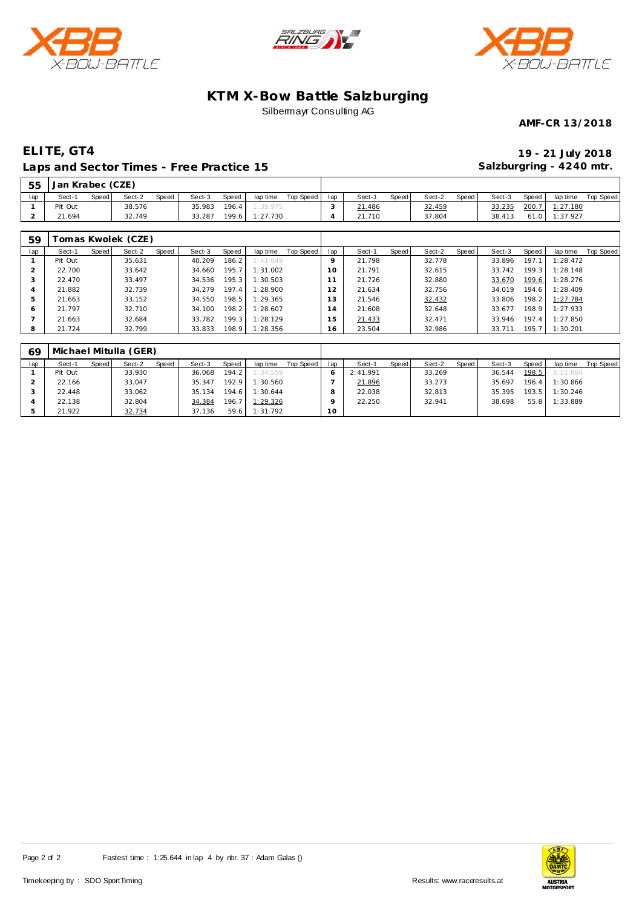# KTM X-Bow Battle Salzburging

Silbermayr Consulting AG

**AMF-CR 13/2018**

## ELITE, GT4

**19 - 21 July 2018**

## Laps and Sector Times - Free Practice 15

**Salzburgring - 4240 mtr.**

### 55 Jan Krabec (CZE)

| lap | Sect-1 | Speed | Sect-2 | Speed | Sect-3 | Speed | lap time | Top Speed | lap | Sect-1 | Speed | Sect-2 | Speed | Sect-3 | Speed | lap time | Top Speed |
|---|---|---|---|---|---|---|---|---|---|---|---|---|---|---|---|---|---|
| 1 | Pit Out | | 38.576 | | 35.983 | 196.4 | 1:39.975 | | 3 | 21.486 | | 32.459 | | 33.235 | 200.7 | 1:27.180 | |
| 2 | 21.694 | | 32.749 | | 33.287 | 199.6 | 1:27.730 | | 4 | 21.710 | | 37.804 | | 38.413 | 61.0 | 1:37.927 | |

### 59 Tomas Kwolek (CZE)

| lap | Sect-1 | Speed | Sect-2 | Speed | Sect-3 | Speed | lap time | Top Speed | lap | Sect-1 | Speed | Sect-2 | Speed | Sect-3 | Speed | lap time | Top Speed |
|---|---|---|---|---|---|---|---|---|---|---|---|---|---|---|---|---|---|
| 1 | Pit Out | | 35.631 | | 40.209 | 186.2 | 1:41.049 | | 9 | 21.798 | | 32.778 | | 33.896 | 197.1 | 1:28.472 | |
| 2 | 22.700 | | 33.642 | | 34.660 | 195.7 | 1:31.002 | | 10 | 21.791 | | 32.615 | | 33.742 | 199.3 | 1:28.148 | |
| 3 | 22.470 | | 33.497 | | 34.536 | 195.3 | 1:30.503 | | 11 | 21.726 | | 32.880 | | 33.670 | 199.6 | 1:28.276 | |
| 4 | 21.882 | | 32.739 | | 34.279 | 197.4 | 1:28.900 | | 12 | 21.634 | | 32.756 | | 34.019 | 194.6 | 1:28.409 | |
| 5 | 21.663 | | 33.152 | | 34.550 | 198.5 | 1:29.365 | | 13 | 21.546 | | 32.432 | | 33.806 | 198.2 | 1:27.784 | |
| 6 | 21.797 | | 32.710 | | 34.100 | 198.2 | 1:28.607 | | 14 | 21.608 | | 32.648 | | 33.677 | 198.9 | 1:27.933 | |
| 7 | 21.663 | | 32.684 | | 33.782 | 199.3 | 1:28.129 | | 15 | 21.433 | | 32.471 | | 33.946 | 197.4 | 1:27.850 | |
| 8 | 21.724 | | 32.799 | | 33.833 | 198.9 | 1:28.356 | | 16 | 23.504 | | 32.986 | | 33.711 | 195.7 | 1:30.201 | |

### 69 Michael Mitulla (GER)

| lap | Sect-1 | Speed | Sect-2 | Speed | Sect-3 | Speed | lap time | Top Speed | lap | Sect-1 | Speed | Sect-2 | Speed | Sect-3 | Speed | lap time | Top Speed |
|---|---|---|---|---|---|---|---|---|---|---|---|---|---|---|---|---|---|
| 1 | Pit Out | | 33.930 | | 36.068 | 194.2 | 1:34.559 | | 6 | 2:41.991 | | 33.269 | | 36.544 | 198.5 | 3:51.804 | |
| 2 | 22.166 | | 33.047 | | 35.347 | 192.9 | 1:30.560 | | 7 | 21.896 | | 33.273 | | 35.697 | 196.4 | 1:30.866 | |
| 3 | 22.448 | | 33.062 | | 35.134 | 194.6 | 1:30.644 | | 8 | 22.038 | | 32.813 | | 35.395 | 193.5 | 1:30.246 | |
| 4 | 22.138 | | 32.804 | | 34.384 | 196.7 | 1:29.326 | | 9 | 22.250 | | 32.941 | | 38.698 | 55.8 | 1:33.889 | |
| 5 | 21.922 | | 32.734 | | 37.136 | 59.6 | 1:31.792 | | 10 | | | | | | | | |

Fastest time : 1:25.644 in lap 4 by nbr. 37 : Adam Galas ()

Timekeeping by : SDO SportTiming

Results: www.raceresults.at